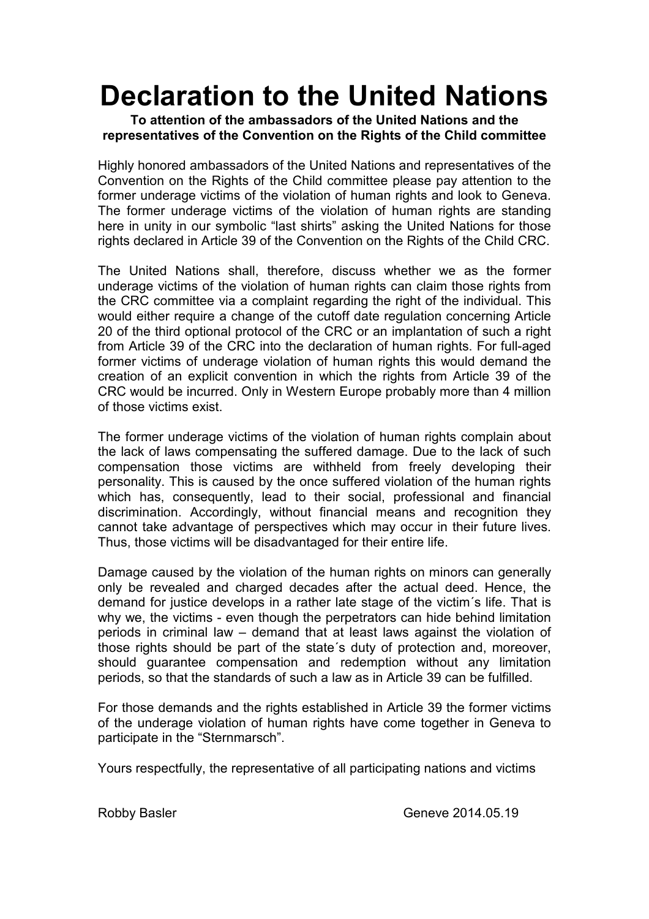# Declaration to the United Nations

**To attention of the ambassadors of the United Nations and the representatives of the Convention on the Rights of the Child committee**

Highly honored ambassadors of the United Nations and representatives of the Convention on the Rights of the Child committee please pay attention to the former underage victims of the violation of human rights and look to Geneva. The former underage victims of the violation of human rights are standing here in unity in our symbolic “last shirts” asking the United Nations for those rights declared in Article 39 of the Convention on the Rights of the Child CRC.

The United Nations shall, therefore, discuss whether we as the former underage victims of the violation of human rights can claim those rights from the CRC committee via a complaint regarding the right of the individual. This would either require a change of the cutoff date regulation concerning Article 20 of the third optional protocol of the CRC or an implantation of such a right from Article 39 of the CRC into the declaration of human rights. For full-aged former victims of underage violation of human rights this would demand the creation of an explicit convention in which the rights from Article 39 of the CRC would be incurred. Only in Western Europe probably more than 4 million of those victims exist.

The former underage victims of the violation of human rights complain about the lack of laws compensating the suffered damage. Due to the lack of such compensation those victims are withheld from freely developing their personality. This is caused by the once suffered violation of the human rights which has, consequently, lead to their social, professional and financial discrimination. Accordingly, without financial means and recognition they cannot take advantage of perspectives which may occur in their future lives. Thus, those victims will be disadvantaged for their entire life.

Damage caused by the violation of the human rights on minors can generally only be revealed and charged decades after the actual deed. Hence, the demand for justice develops in a rather late stage of the victim´s life. That is why we, the victims - even though the perpetrators can hide behind limitation periods in criminal law – demand that at least laws against the violation of those rights should be part of the state´s duty of protection and, moreover, should guarantee compensation and redemption without any limitation periods, so that the standards of such a law as in Article 39 can be fulfilled.

For those demands and the rights established in Article 39 the former victims of the underage violation of human rights have come together in Geneva to participate in the “Sternmarsch”.

Yours respectfully, the representative of all participating nations and victims

Robby Basler Geneve 2014.05.19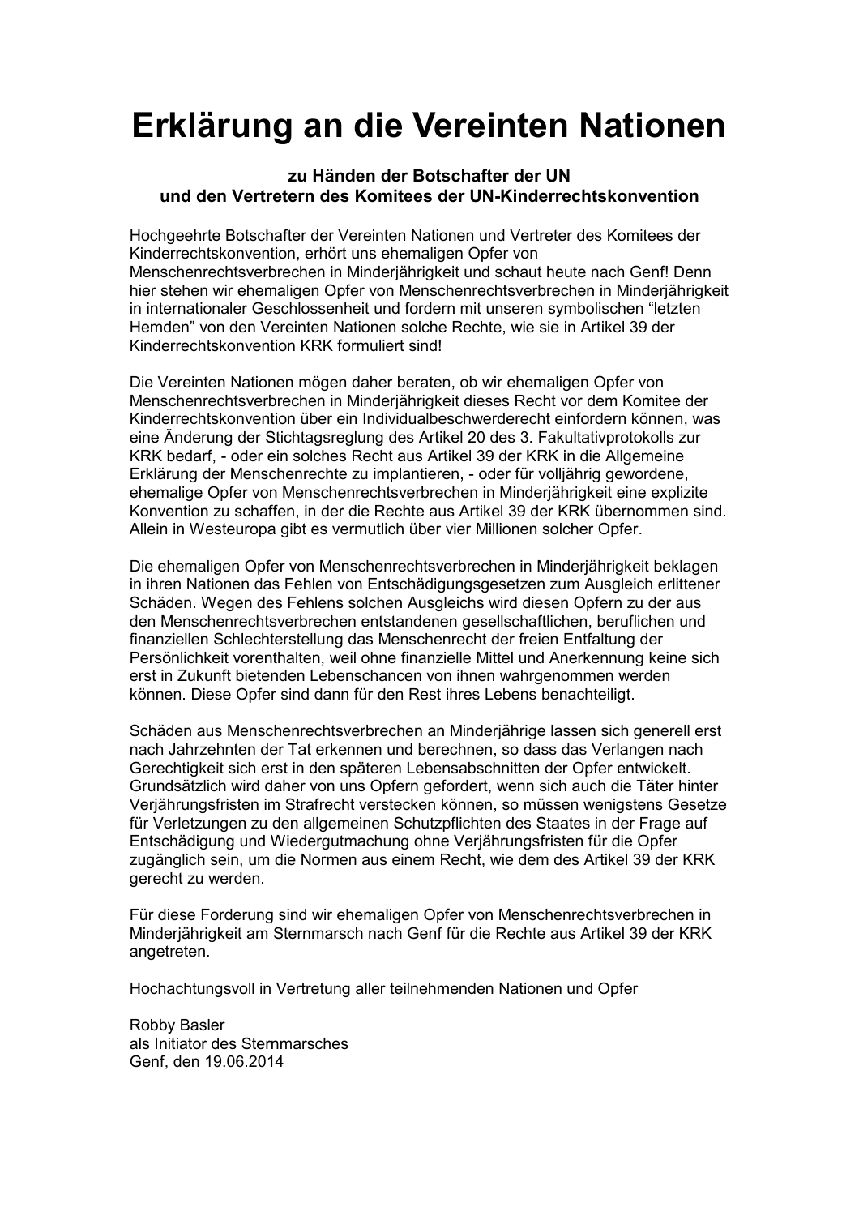# Erklärung an die Vereinten Nationen

**zu Händen der Botschafter der UN**
**und den Vertretern des Komitees der UN-Kinderrechtskonvention**

Hochgeehrte Botschafter der Vereinten Nationen und Vertreter des Komitees der Kinderrechtskonvention, erhört uns ehemaligen Opfer von Menschenrechtsverbrechen in Minderjährigkeit und schaut heute nach Genf! Denn hier stehen wir ehemaligen Opfer von Menschenrechtsverbrechen in Minderjährigkeit in internationaler Geschlossenheit und fordern mit unseren symbolischen "letzten Hemden" von den Vereinten Nationen solche Rechte, wie sie in Artikel 39 der Kinderrechtskonvention KRK formuliert sind!

Die Vereinten Nationen mögen daher beraten, ob wir ehemaligen Opfer von Menschenrechtsverbrechen in Minderjährigkeit dieses Recht vor dem Komitee der Kinderrechtskonvention über ein Individualbeschwerderecht einfordern können, was eine Änderung der Stichtagsreglung des Artikel 20 des 3. Fakultativprotokolls zur KRK bedarf, - oder ein solches Recht aus Artikel 39 der KRK in die Allgemeine Erklärung der Menschenrechte zu implantieren, - oder für volljährig gewordene, ehemalige Opfer von Menschenrechtsverbrechen in Minderjährigkeit eine explizite Konvention zu schaffen, in der die Rechte aus Artikel 39 der KRK übernommen sind. Allein in Westeuropa gibt es vermutlich über vier Millionen solcher Opfer.

Die ehemaligen Opfer von Menschenrechtsverbrechen in Minderjährigkeit beklagen in ihren Nationen das Fehlen von Entschädigungsgesetzen zum Ausgleich erlittener Schäden. Wegen des Fehlens solchen Ausgleichs wird diesen Opfern zu der aus den Menschenrechtsverbrechen entstandenen gesellschaftlichen, beruflichen und finanziellen Schlechterstellung das Menschenrecht der freien Entfaltung der Persönlichkeit vorenthalten, weil ohne finanzielle Mittel und Anerkennung keine sich erst in Zukunft bietenden Lebenschancen von ihnen wahrgenommen werden können. Diese Opfer sind dann für den Rest ihres Lebens benachteiligt.

Schäden aus Menschenrechtsverbrechen an Minderjährige lassen sich generell erst nach Jahrzehnten der Tat erkennen und berechnen, so dass das Verlangen nach Gerechtigkeit sich erst in den späteren Lebensabschnitten der Opfer entwickelt. Grundsätzlich wird daher von uns Opfern gefordert, wenn sich auch die Täter hinter Verjährungsfristen im Strafrecht verstecken können, so müssen wenigstens Gesetze für Verletzungen zu den allgemeinen Schutzpflichten des Staates in der Frage auf Entschädigung und Wiedergutmachung ohne Verjährungsfristen für die Opfer zugänglich sein, um die Normen aus einem Recht, wie dem des Artikel 39 der KRK gerecht zu werden.

Für diese Forderung sind wir ehemaligen Opfer von Menschenrechtsverbrechen in Minderjährigkeit am Sternmarsch nach Genf für die Rechte aus Artikel 39 der KRK angetreten.

Hochachtungsvoll in Vertretung aller teilnehmenden Nationen und Opfer

Robby Basler
als Initiator des Sternmarsches
Genf, den 19.06.2014